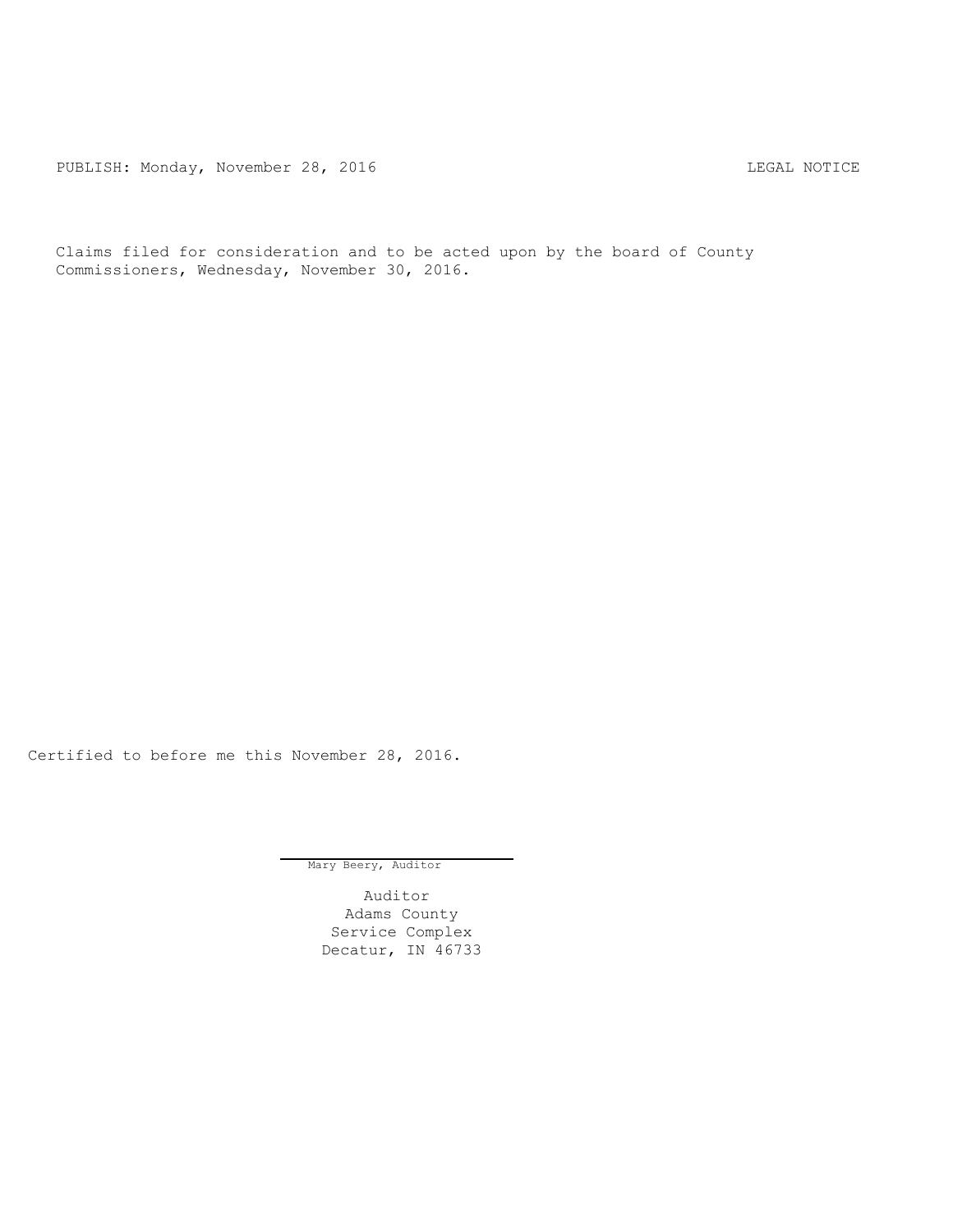PUBLISH: Monday, November 28, 2016 LEGAL NOTICE

Claims filed for consideration and to be acted upon by the board of County Commissioners, Wednesday, November 30, 2016.

Certified to before me this November 28, 2016.

Mary Beery, Auditor

Auditor
Adams County
Service Complex
Decatur, IN 46733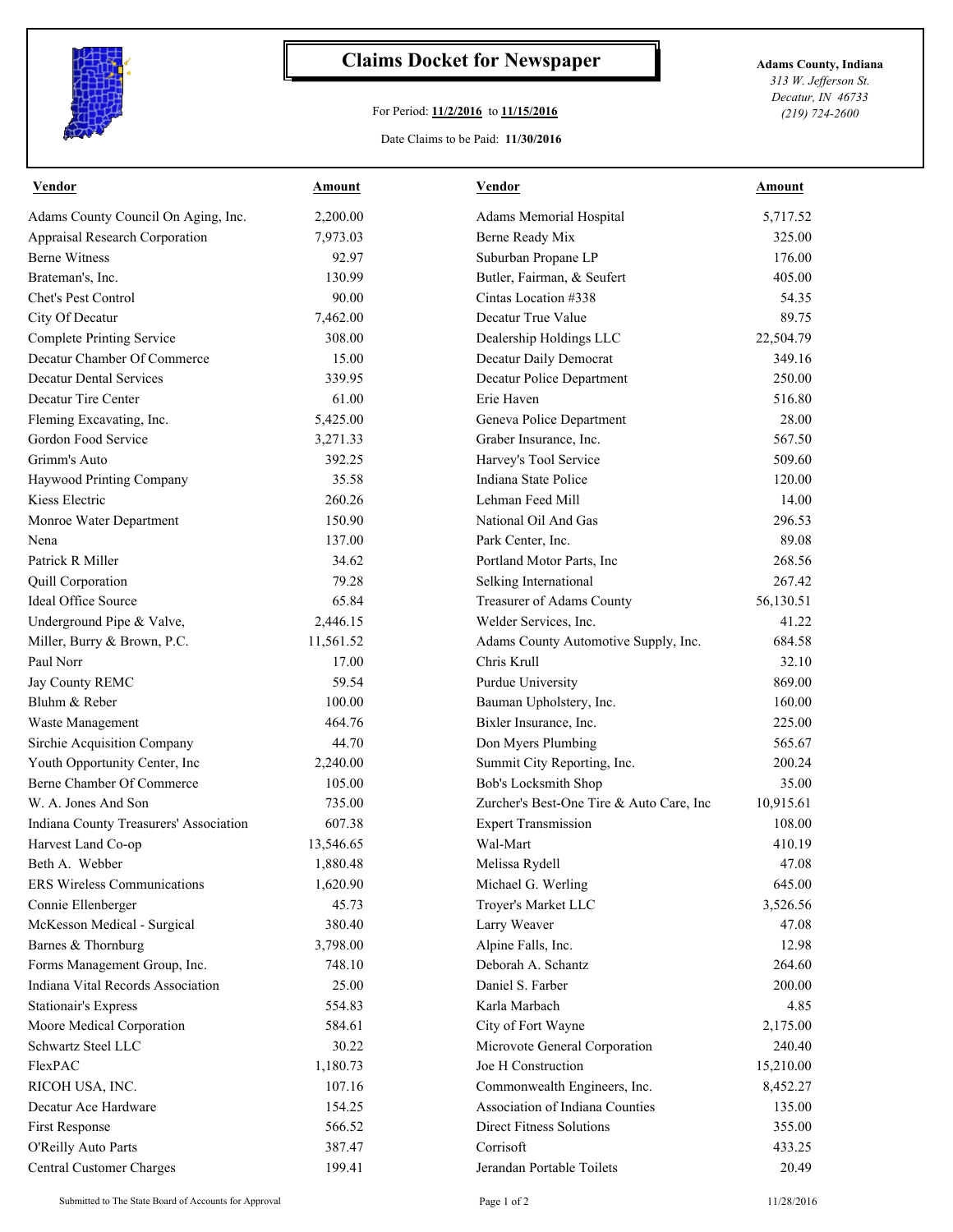# Claims Docket for Newspaper

For Period: **11/2/2016** to **11/15/2016**

Date Claims to be Paid: **11/30/2016**

**Adams County, Indiana**
*313 W. Jefferson St.*
*Decatur, IN 46733*
*(219) 724-2600*

| Vendor | Amount | Vendor | Amount |
|---|---|---|---|
| Adams County Council On Aging, Inc. | 2,200.00 | Adams Memorial Hospital | 5,717.52 |
| Appraisal Research Corporation | 7,973.03 | Berne Ready Mix | 325.00 |
| Berne Witness | 92.97 | Suburban Propane LP | 176.00 |
| Brateman's, Inc. | 130.99 | Butler, Fairman, & Seufert | 405.00 |
| Chet's Pest Control | 90.00 | Cintas Location #338 | 54.35 |
| City Of Decatur | 7,462.00 | Decatur True Value | 89.75 |
| Complete Printing Service | 308.00 | Dealership Holdings LLC | 22,504.79 |
| Decatur Chamber Of Commerce | 15.00 | Decatur Daily Democrat | 349.16 |
| Decatur Dental Services | 339.95 | Decatur Police Department | 250.00 |
| Decatur Tire Center | 61.00 | Erie Haven | 516.80 |
| Fleming Excavating, Inc. | 5,425.00 | Geneva Police Department | 28.00 |
| Gordon Food Service | 3,271.33 | Graber Insurance, Inc. | 567.50 |
| Grimm's Auto | 392.25 | Harvey's Tool Service | 509.60 |
| Haywood Printing Company | 35.58 | Indiana State Police | 120.00 |
| Kiess Electric | 260.26 | Lehman Feed Mill | 14.00 |
| Monroe Water Department | 150.90 | National Oil And Gas | 296.53 |
| Nena | 137.00 | Park Center, Inc. | 89.08 |
| Patrick R Miller | 34.62 | Portland Motor Parts, Inc | 268.56 |
| Quill Corporation | 79.28 | Selking International | 267.42 |
| Ideal Office Source | 65.84 | Treasurer of Adams County | 56,130.51 |
| Underground Pipe & Valve, | 2,446.15 | Welder Services, Inc. | 41.22 |
| Miller, Burry & Brown, P.C. | 11,561.52 | Adams County Automotive Supply, Inc. | 684.58 |
| Paul Norr | 17.00 | Chris Krull | 32.10 |
| Jay County REMC | 59.54 | Purdue University | 869.00 |
| Bluhm & Reber | 100.00 | Bauman Upholstery, Inc. | 160.00 |
| Waste Management | 464.76 | Bixler Insurance, Inc. | 225.00 |
| Sirchie Acquisition Company | 44.70 | Don Myers Plumbing | 565.67 |
| Youth Opportunity Center, Inc | 2,240.00 | Summit City Reporting, Inc. | 200.24 |
| Berne Chamber Of Commerce | 105.00 | Bob's Locksmith Shop | 35.00 |
| W. A. Jones And Son | 735.00 | Zurcher's Best-One Tire & Auto Care, Inc | 10,915.61 |
| Indiana County Treasurers' Association | 607.38 | Expert Transmission | 108.00 |
| Harvest Land Co-op | 13,546.65 | Wal-Mart | 410.19 |
| Beth A. Webber | 1,880.48 | Melissa Rydell | 47.08 |
| ERS Wireless Communications | 1,620.90 | Michael G. Werling | 645.00 |
| Connie Ellenberger | 45.73 | Troyer's Market LLC | 3,526.56 |
| McKesson Medical - Surgical | 380.40 | Larry Weaver | 47.08 |
| Barnes & Thornburg | 3,798.00 | Alpine Falls, Inc. | 12.98 |
| Forms Management Group, Inc. | 748.10 | Deborah A. Schantz | 264.60 |
| Indiana Vital Records Association | 25.00 | Daniel S. Farber | 200.00 |
| Stationair's Express | 554.83 | Karla Marbach | 4.85 |
| Moore Medical Corporation | 584.61 | City of Fort Wayne | 2,175.00 |
| Schwartz Steel LLC | 30.22 | Microvote General Corporation | 240.40 |
| FlexPAC | 1,180.73 | Joe H Construction | 15,210.00 |
| RICOH USA, INC. | 107.16 | Commonwealth Engineers, Inc. | 8,452.27 |
| Decatur Ace Hardware | 154.25 | Association of Indiana Counties | 135.00 |
| First Response | 566.52 | Direct Fitness Solutions | 355.00 |
| O'Reilly Auto Parts | 387.47 | Corrisoft | 433.25 |
| Central Customer Charges | 199.41 | Jerandan Portable Toilets | 20.49 |

Submitted to The State Board of Accounts for Approval — 11/28/2016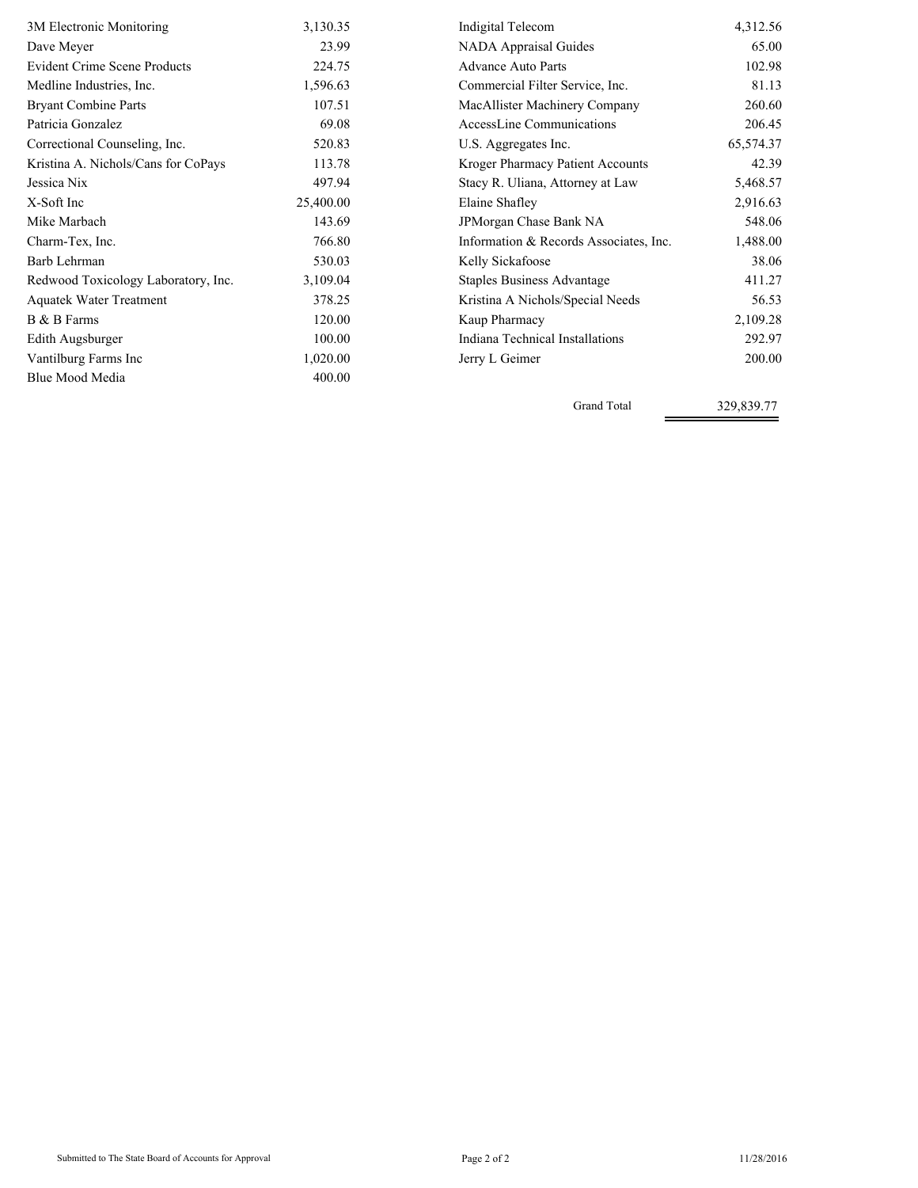| | |
|---|---|
| 3M Electronic Monitoring | 3,130.35 |
| Dave Meyer | 23.99 |
| Evident Crime Scene Products | 224.75 |
| Medline Industries, Inc. | 1,596.63 |
| Bryant Combine Parts | 107.51 |
| Patricia Gonzalez | 69.08 |
| Correctional Counseling, Inc. | 520.83 |
| Kristina A. Nichols/Cans for CoPays | 113.78 |
| Jessica Nix | 497.94 |
| X-Soft Inc | 25,400.00 |
| Mike Marbach | 143.69 |
| Charm-Tex, Inc. | 766.80 |
| Barb Lehrman | 530.03 |
| Redwood Toxicology Laboratory, Inc. | 3,109.04 |
| Aquatek Water Treatment | 378.25 |
| B & B Farms | 120.00 |
| Edith Augsburger | 100.00 |
| Vantilburg Farms Inc | 1,020.00 |
| Blue Mood Media | 400.00 |
| Indigital Telecom | 4,312.56 |
| NADA Appraisal Guides | 65.00 |
| Advance Auto Parts | 102.98 |
| Commercial Filter Service, Inc. | 81.13 |
| MacAllister Machinery Company | 260.60 |
| AccessLine Communications | 206.45 |
| U.S. Aggregates Inc. | 65,574.37 |
| Kroger Pharmacy Patient Accounts | 42.39 |
| Stacy R. Uliana, Attorney at Law | 5,468.57 |
| Elaine Shafley | 2,916.63 |
| JPMorgan Chase Bank NA | 548.06 |
| Information & Records Associates, Inc. | 1,488.00 |
| Kelly Sickafoose | 38.06 |
| Staples Business Advantage | 411.27 |
| Kristina A Nichols/Special Needs | 56.53 |
| Kaup Pharmacy | 2,109.28 |
| Indiana Technical Installations | 292.97 |
| Jerry L Geimer | 200.00 |
| Grand Total | 329,839.77 |

Submitted to The State Board of Accounts for Approval

11/28/2016